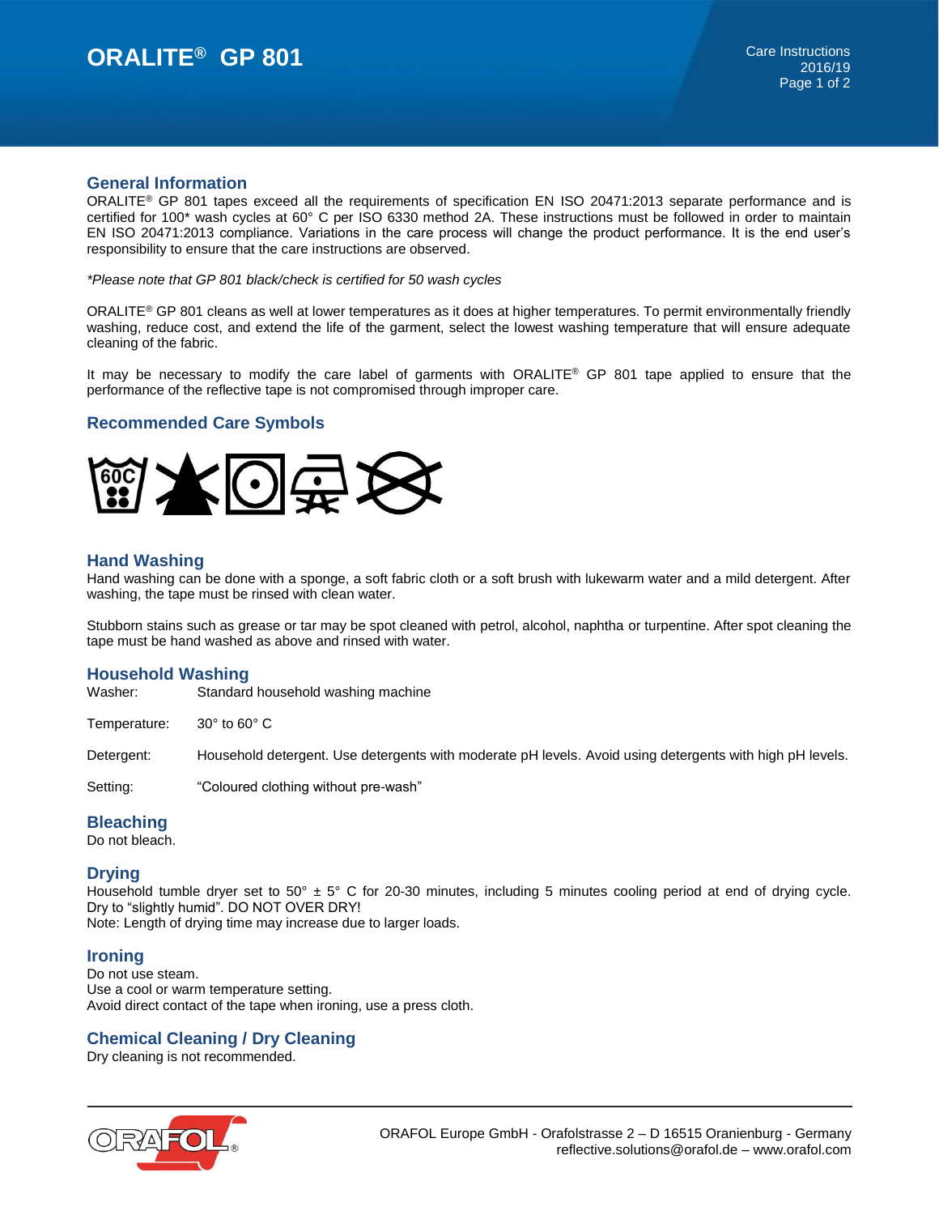# ORALITE® GP 801

Care Instructions
2016/19

## General Information

ORALITE® GP 801 tapes exceed all the requirements of specification EN ISO 20471:2013 separate performance and is certified for 100* wash cycles at 60° C per ISO 6330 method 2A. These instructions must be followed in order to maintain EN ISO 20471:2013 compliance. Variations in the care process will change the product performance. It is the end user's responsibility to ensure that the care instructions are observed.

*\*Please note that GP 801 black/check is certified for 50 wash cycles*

ORALITE® GP 801 cleans as well at lower temperatures as it does at higher temperatures. To permit environmentally friendly washing, reduce cost, and extend the life of the garment, select the lowest washing temperature that will ensure adequate cleaning of the fabric.

It may be necessary to modify the care label of garments with ORALITE® GP 801 tape applied to ensure that the performance of the reflective tape is not compromised through improper care.

## Recommended Care Symbols

60C

## Hand Washing

Hand washing can be done with a sponge, a soft fabric cloth or a soft brush with lukewarm water and a mild detergent. After washing, the tape must be rinsed with clean water.

Stubborn stains such as grease or tar may be spot cleaned with petrol, alcohol, naphtha or turpentine. After spot cleaning the tape must be hand washed as above and rinsed with water.

## Household Washing

| | |
|---|---|
| Washer: | Standard household washing machine |
| Temperature: | 30° to 60° C |
| Detergent: | Household detergent. Use detergents with moderate pH levels. Avoid using detergents with high pH levels. |
| Setting: | "Coloured clothing without pre-wash" |

## Bleaching

Do not bleach.

## Drying

Household tumble dryer set to 50° ± 5° C for 20-30 minutes, including 5 minutes cooling period at end of drying cycle. Dry to "slightly humid". DO NOT OVER DRY!
Note: Length of drying time may increase due to larger loads.

## Ironing

Do not use steam.
Use a cool or warm temperature setting.
Avoid direct contact of the tape when ironing, use a press cloth.

## Chemical Cleaning / Dry Cleaning

Dry cleaning is not recommended.

ORAFOL Europe GmbH - Orafolstrasse 2 – D 16515 Oranienburg - Germany
reflective.solutions@orafol.de – www.orafol.com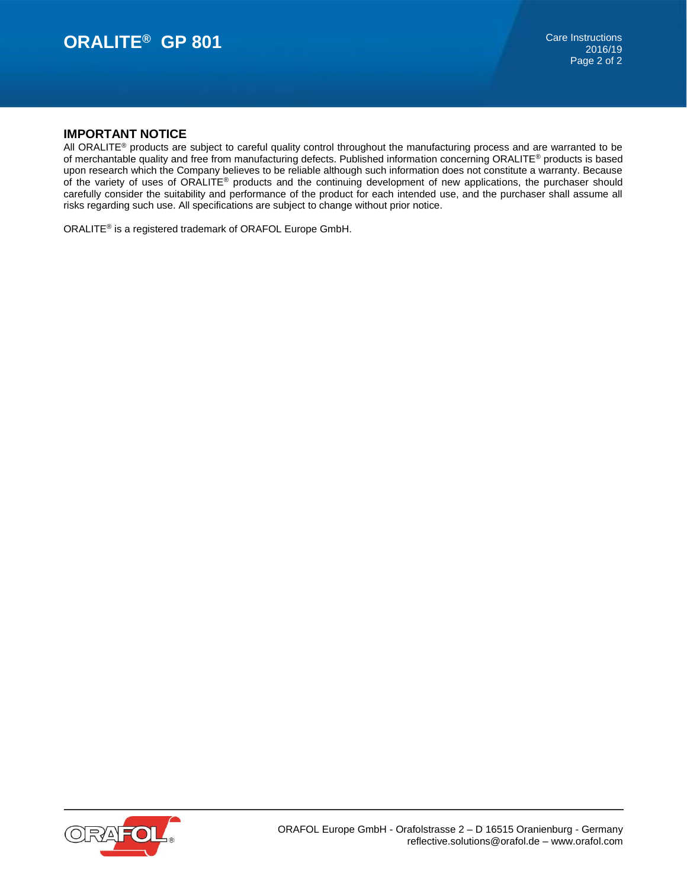## IMPORTANT NOTICE

All ORALITE® products are subject to careful quality control throughout the manufacturing process and are warranted to be of merchantable quality and free from manufacturing defects. Published information concerning ORALITE® products is based upon research which the Company believes to be reliable although such information does not constitute a warranty. Because of the variety of uses of ORALITE® products and the continuing development of new applications, the purchaser should carefully consider the suitability and performance of the product for each intended use, and the purchaser shall assume all risks regarding such use. All specifications are subject to change without prior notice.

ORALITE® is a registered trademark of ORAFOL Europe GmbH.